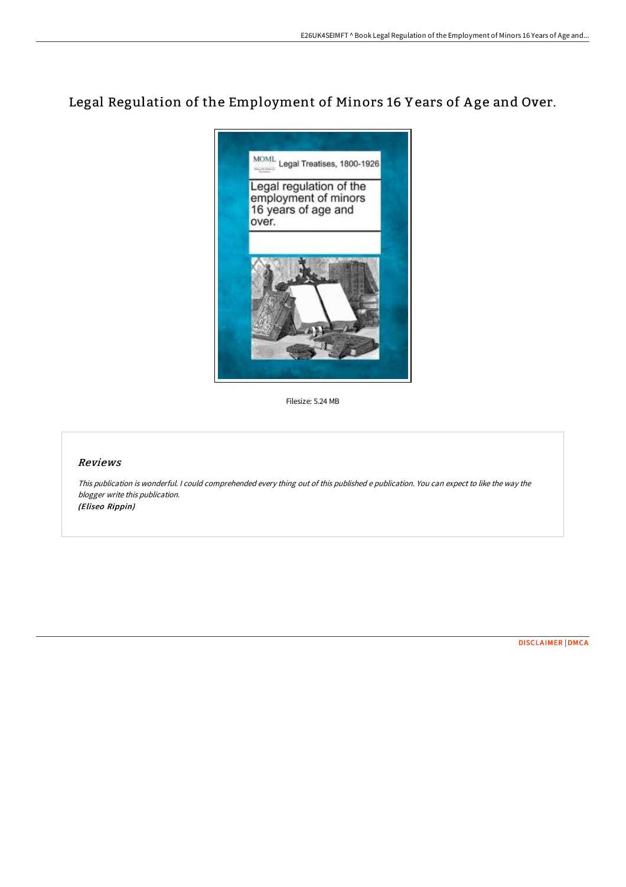# Legal Regulation of the Employment of Minors 16 Years of Age and Over.

Filesize: 5.24 MB

## Reviews

*This publication is wonderful. I could comprehended every thing out of this published e publication. You can expect to like the way the blogger write this publication.*
*(Eliseo Rippin)*

DISCLAIMER | DMCA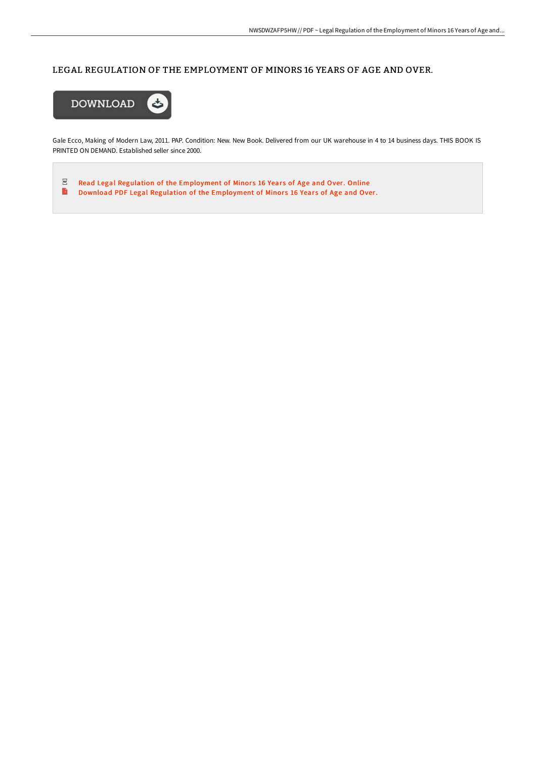# LEGAL REGULATION OF THE EMPLOYMENT OF MINORS 16 YEARS OF AGE AND OVER.

DOWNLOAD

Gale Ecco, Making of Modern Law, 2011. PAP. Condition: New. New Book. Delivered from our UK warehouse in 4 to 14 business days. THIS BOOK IS PRINTED ON DEMAND. Established seller since 2000.

- Read Legal Regulation of the Employment of Minors 16 Years of Age and Over. Online
- Download PDF Legal Regulation of the Employment of Minors 16 Years of Age and Over.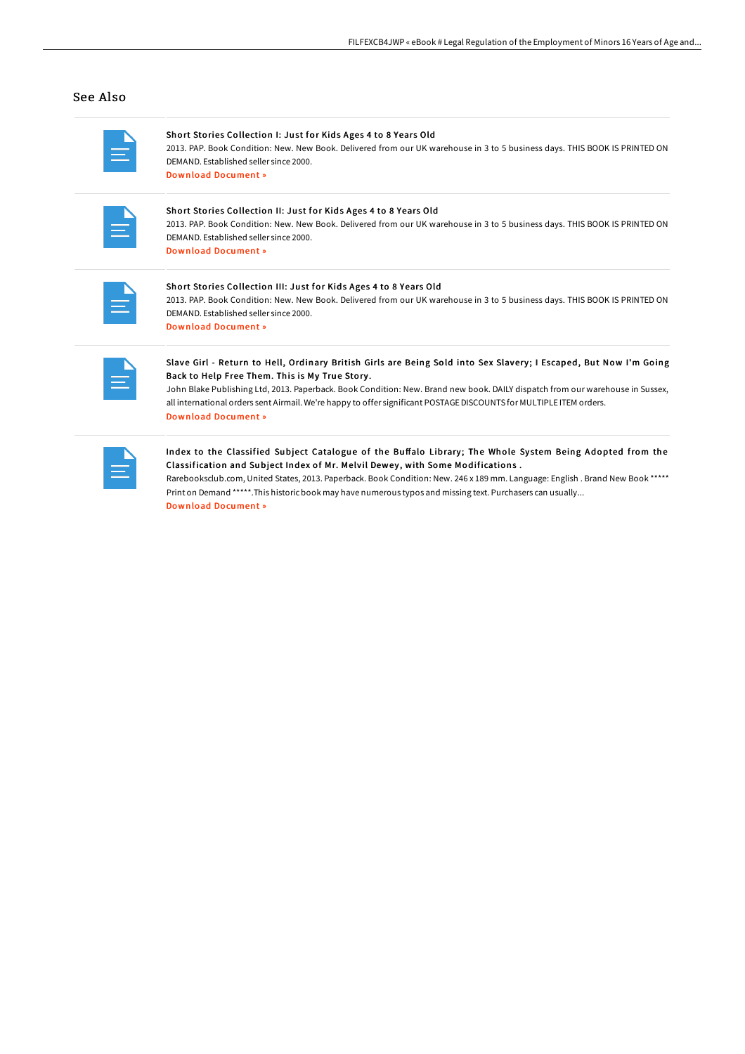## See Also

**Short Stories Collection I: Just for Kids Ages 4 to 8 Years Old**

2013. PAP. Book Condition: New. New Book. Delivered from our UK warehouse in 3 to 5 business days. THIS BOOK IS PRINTED ON DEMAND. Established seller since 2000.

Download Document »

**Short Stories Collection II: Just for Kids Ages 4 to 8 Years Old**

2013. PAP. Book Condition: New. New Book. Delivered from our UK warehouse in 3 to 5 business days. THIS BOOK IS PRINTED ON DEMAND. Established seller since 2000.

Download Document »

**Short Stories Collection III: Just for Kids Ages 4 to 8 Years Old**

2013. PAP. Book Condition: New. New Book. Delivered from our UK warehouse in 3 to 5 business days. THIS BOOK IS PRINTED ON DEMAND. Established seller since 2000.

Download Document »

**Slave Girl - Return to Hell, Ordinary British Girls are Being Sold into Sex Slavery; I Escaped, But Now I'm Going Back to Help Free Them. This is My True Story.**

John Blake Publishing Ltd, 2013. Paperback. Book Condition: New. Brand new book. DAILY dispatch from our warehouse in Sussex, all international orders sent Airmail. We're happy to offer significant POSTAGE DISCOUNTS for MULTIPLE ITEM orders.

Download Document »

**Index to the Classified Subject Catalogue of the Buffalo Library; The Whole System Being Adopted from the Classification and Subject Index of Mr. Melvil Dewey, with Some Modifications .**

Rarebooksclub.com, United States, 2013. Paperback. Book Condition: New. 246 x 189 mm. Language: English . Brand New Book ***** Print on Demand *****.This historic book may have numerous typos and missing text. Purchasers can usually...

Download Document »